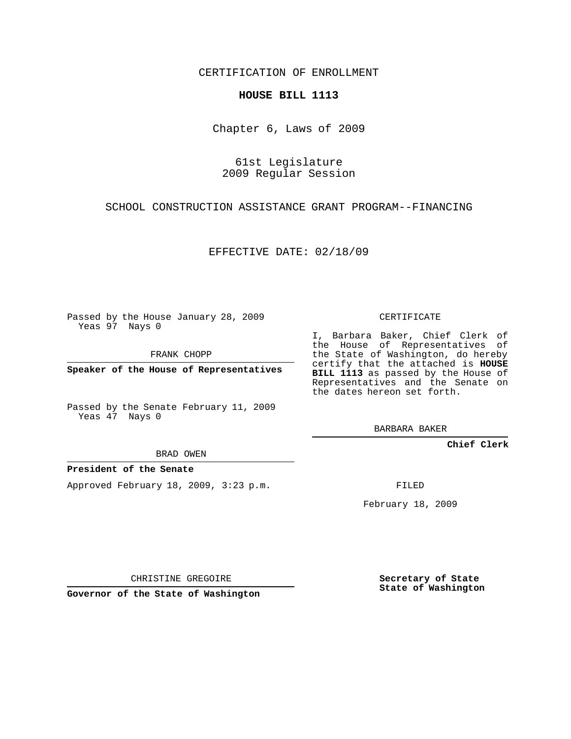CERTIFICATION OF ENROLLMENT

**HOUSE BILL 1113**

Chapter 6, Laws of 2009

61st Legislature
2009 Regular Session

SCHOOL CONSTRUCTION ASSISTANCE GRANT PROGRAM--FINANCING

EFFECTIVE DATE: 02/18/09

Passed by the House January 28, 2009
Yeas 97 Nays 0

FRANK CHOPP

**Speaker of the House of Representatives**

Passed by the Senate February 11, 2009
Yeas 47 Nays 0

BRAD OWEN

**President of the Senate**

Approved February 18, 2009, 3:23 p.m.

CHRISTINE GREGOIRE

**Governor of the State of Washington**

CERTIFICATE

I, Barbara Baker, Chief Clerk of the House of Representatives of the State of Washington, do hereby certify that the attached is **HOUSE BILL 1113** as passed by the House of Representatives and the Senate on the dates hereon set forth.

BARBARA BAKER

**Chief Clerk**

FILED

February 18, 2009

**Secretary of State**
**State of Washington**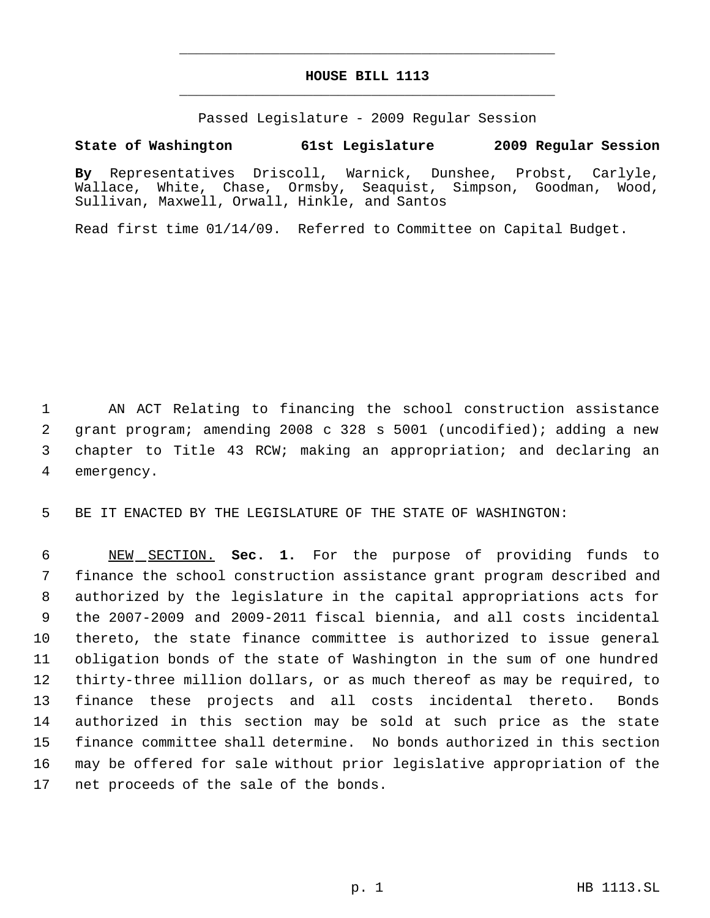# HOUSE BILL 1113

Passed Legislature - 2009 Regular Session

**State of Washington 61st Legislature 2009 Regular Session**

**By** Representatives Driscoll, Warnick, Dunshee, Probst, Carlyle, Wallace, White, Chase, Ormsby, Seaquist, Simpson, Goodman, Wood, Sullivan, Maxwell, Orwall, Hinkle, and Santos

Read first time 01/14/09. Referred to Committee on Capital Budget.

AN ACT Relating to financing the school construction assistance grant program; amending 2008 c 328 s 5001 (uncodified); adding a new chapter to Title 43 RCW; making an appropriation; and declaring an emergency.

BE IT ENACTED BY THE LEGISLATURE OF THE STATE OF WASHINGTON:

NEW SECTION. **Sec. 1.** For the purpose of providing funds to finance the school construction assistance grant program described and authorized by the legislature in the capital appropriations acts for the 2007-2009 and 2009-2011 fiscal biennia, and all costs incidental thereto, the state finance committee is authorized to issue general obligation bonds of the state of Washington in the sum of one hundred thirty-three million dollars, or as much thereof as may be required, to finance these projects and all costs incidental thereto. Bonds authorized in this section may be sold at such price as the state finance committee shall determine. No bonds authorized in this section may be offered for sale without prior legislative appropriation of the net proceeds of the sale of the bonds.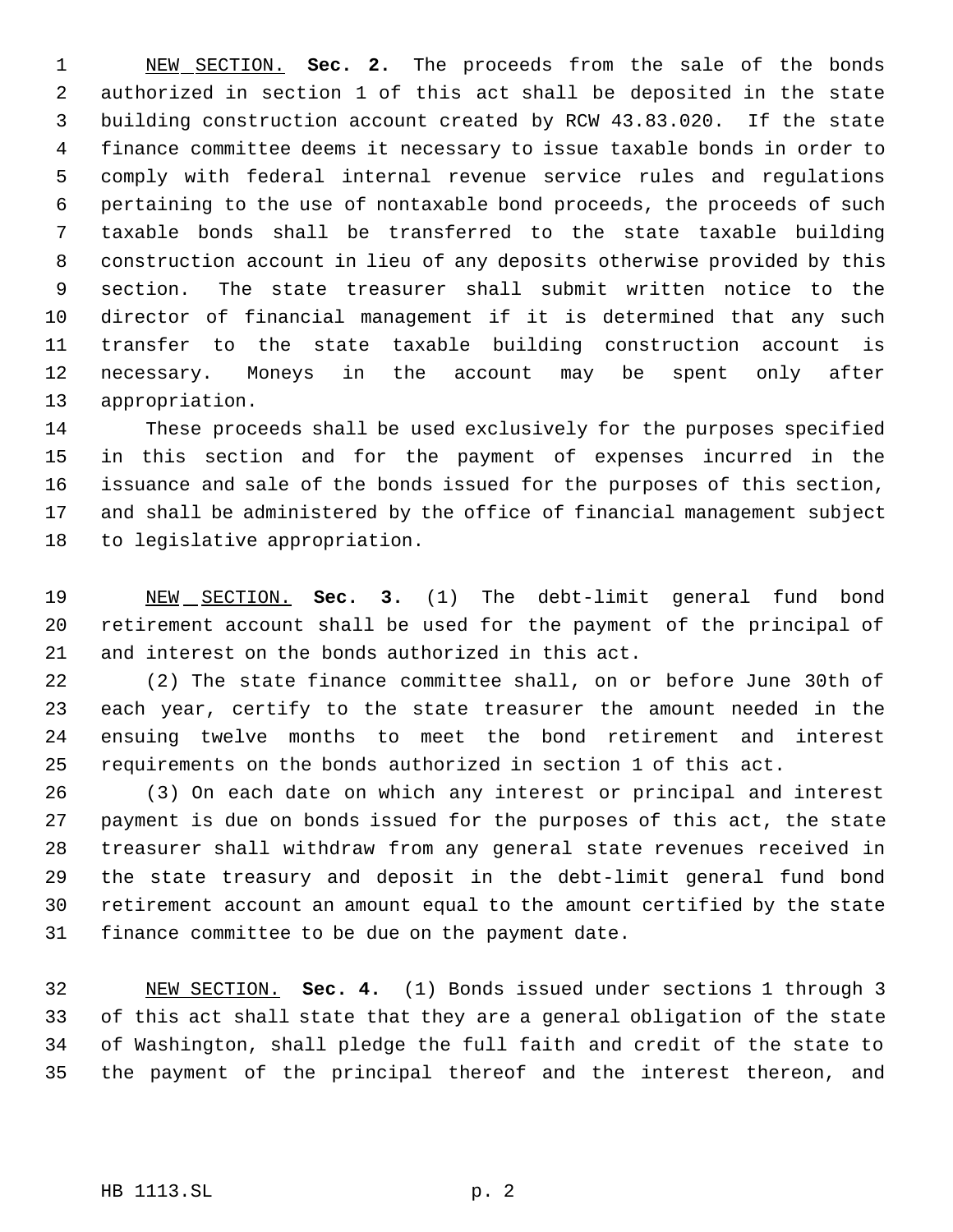NEW SECTION. **Sec. 2.** The proceeds from the sale of the bonds authorized in section 1 of this act shall be deposited in the state building construction account created by RCW 43.83.020. If the state finance committee deems it necessary to issue taxable bonds in order to comply with federal internal revenue service rules and regulations pertaining to the use of nontaxable bond proceeds, the proceeds of such taxable bonds shall be transferred to the state taxable building construction account in lieu of any deposits otherwise provided by this section. The state treasurer shall submit written notice to the director of financial management if it is determined that any such transfer to the state taxable building construction account is necessary. Moneys in the account may be spent only after appropriation.

These proceeds shall be used exclusively for the purposes specified in this section and for the payment of expenses incurred in the issuance and sale of the bonds issued for the purposes of this section, and shall be administered by the office of financial management subject to legislative appropriation.

NEW SECTION. **Sec. 3.** (1) The debt-limit general fund bond retirement account shall be used for the payment of the principal of and interest on the bonds authorized in this act.

(2) The state finance committee shall, on or before June 30th of each year, certify to the state treasurer the amount needed in the ensuing twelve months to meet the bond retirement and interest requirements on the bonds authorized in section 1 of this act.

(3) On each date on which any interest or principal and interest payment is due on bonds issued for the purposes of this act, the state treasurer shall withdraw from any general state revenues received in the state treasury and deposit in the debt-limit general fund bond retirement account an amount equal to the amount certified by the state finance committee to be due on the payment date.

NEW SECTION. **Sec. 4.** (1) Bonds issued under sections 1 through 3 of this act shall state that they are a general obligation of the state of Washington, shall pledge the full faith and credit of the state to the payment of the principal thereof and the interest thereon, and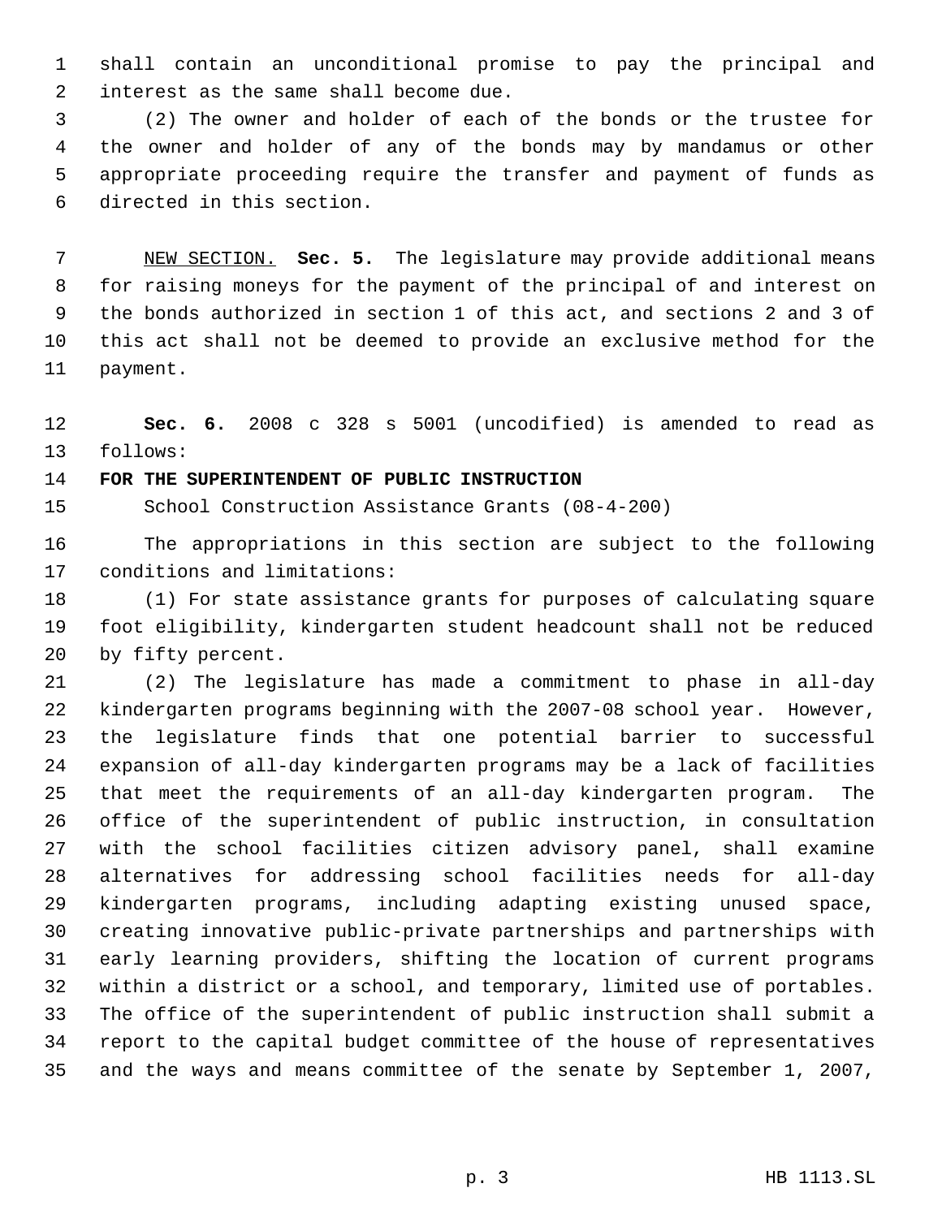shall contain an unconditional promise to pay the principal and interest as the same shall become due.

(2) The owner and holder of each of the bonds or the trustee for the owner and holder of any of the bonds may by mandamus or other appropriate proceeding require the transfer and payment of funds as directed in this section.

NEW SECTION. **Sec. 5.** The legislature may provide additional means for raising moneys for the payment of the principal of and interest on the bonds authorized in section 1 of this act, and sections 2 and 3 of this act shall not be deemed to provide an exclusive method for the payment.

**Sec. 6.** 2008 c 328 s 5001 (uncodified) is amended to read as follows:

**FOR THE SUPERINTENDENT OF PUBLIC INSTRUCTION**

School Construction Assistance Grants (08-4-200)

The appropriations in this section are subject to the following conditions and limitations:

(1) For state assistance grants for purposes of calculating square foot eligibility, kindergarten student headcount shall not be reduced by fifty percent.

(2) The legislature has made a commitment to phase in all-day kindergarten programs beginning with the 2007-08 school year. However, the legislature finds that one potential barrier to successful expansion of all-day kindergarten programs may be a lack of facilities that meet the requirements of an all-day kindergarten program. The office of the superintendent of public instruction, in consultation with the school facilities citizen advisory panel, shall examine alternatives for addressing school facilities needs for all-day kindergarten programs, including adapting existing unused space, creating innovative public-private partnerships and partnerships with early learning providers, shifting the location of current programs within a district or a school, and temporary, limited use of portables. The office of the superintendent of public instruction shall submit a report to the capital budget committee of the house of representatives and the ways and means committee of the senate by September 1, 2007,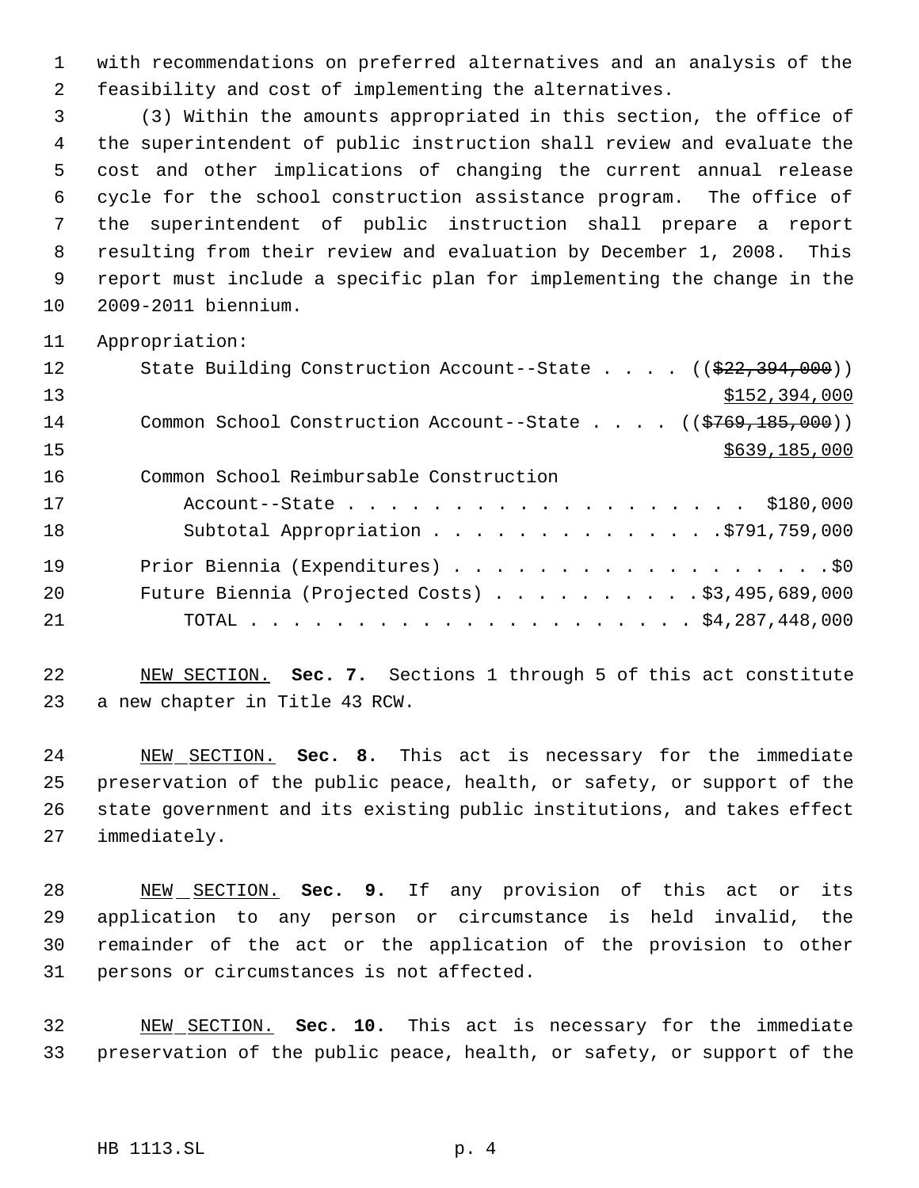with recommendations on preferred alternatives and an analysis of the feasibility and cost of implementing the alternatives.

(3) Within the amounts appropriated in this section, the office of the superintendent of public instruction shall review and evaluate the cost and other implications of changing the current annual release cycle for the school construction assistance program. The office of the superintendent of public instruction shall prepare a report resulting from their review and evaluation by December 1, 2008. This report must include a specific plan for implementing the change in the 2009-2011 biennium.

Appropriation:

State Building Construction Account--State . . . . ((~~$22,394,000~~)) <u>$152,394,000</u>

Common School Construction Account--State . . . . ((~~$769,185,000~~)) <u>$639,185,000</u>

Common School Reimbursable Construction Account--State . . . . . . . . . . . . . . . . . . . . $180,000

Subtotal Appropriation . . . . . . . . . . . . . . $791,759,000

Prior Biennia (Expenditures) . . . . . . . . . . . . . . . . . . . $0

Future Biennia (Projected Costs) . . . . . . . . . . $3,495,689,000

TOTAL . . . . . . . . . . . . . . . . . . . . . . $4,287,448,000

<u>NEW SECTION.</u> **Sec. 7.** Sections 1 through 5 of this act constitute a new chapter in Title 43 RCW.

<u>NEW SECTION.</u> **Sec. 8.** This act is necessary for the immediate preservation of the public peace, health, or safety, or support of the state government and its existing public institutions, and takes effect immediately.

<u>NEW SECTION.</u> **Sec. 9.** If any provision of this act or its application to any person or circumstance is held invalid, the remainder of the act or the application of the provision to other persons or circumstances is not affected.

<u>NEW SECTION.</u> **Sec. 10.** This act is necessary for the immediate preservation of the public peace, health, or safety, or support of the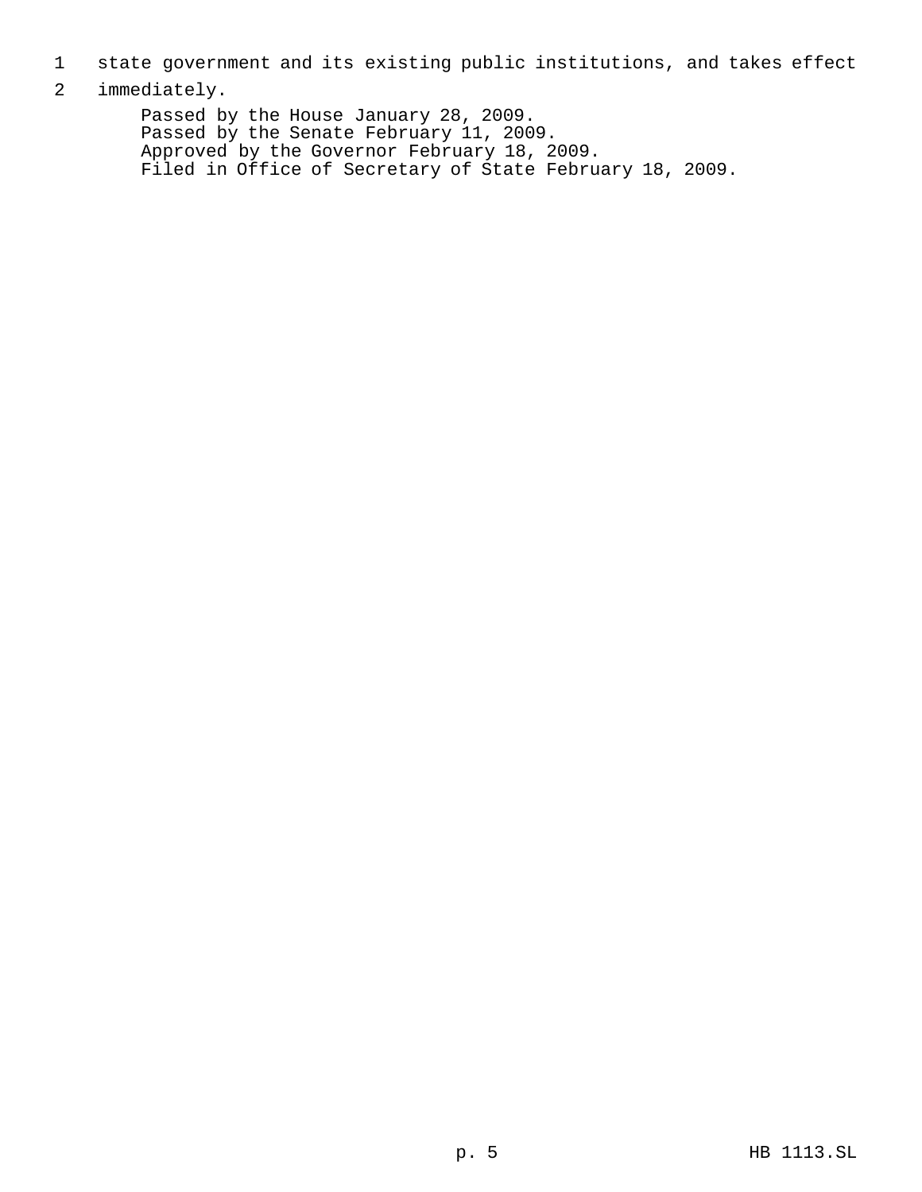state government and its existing public institutions, and takes effect immediately.

Passed by the House January 28, 2009.
Passed by the Senate February 11, 2009.
Approved by the Governor February 18, 2009.
Filed in Office of Secretary of State February 18, 2009.